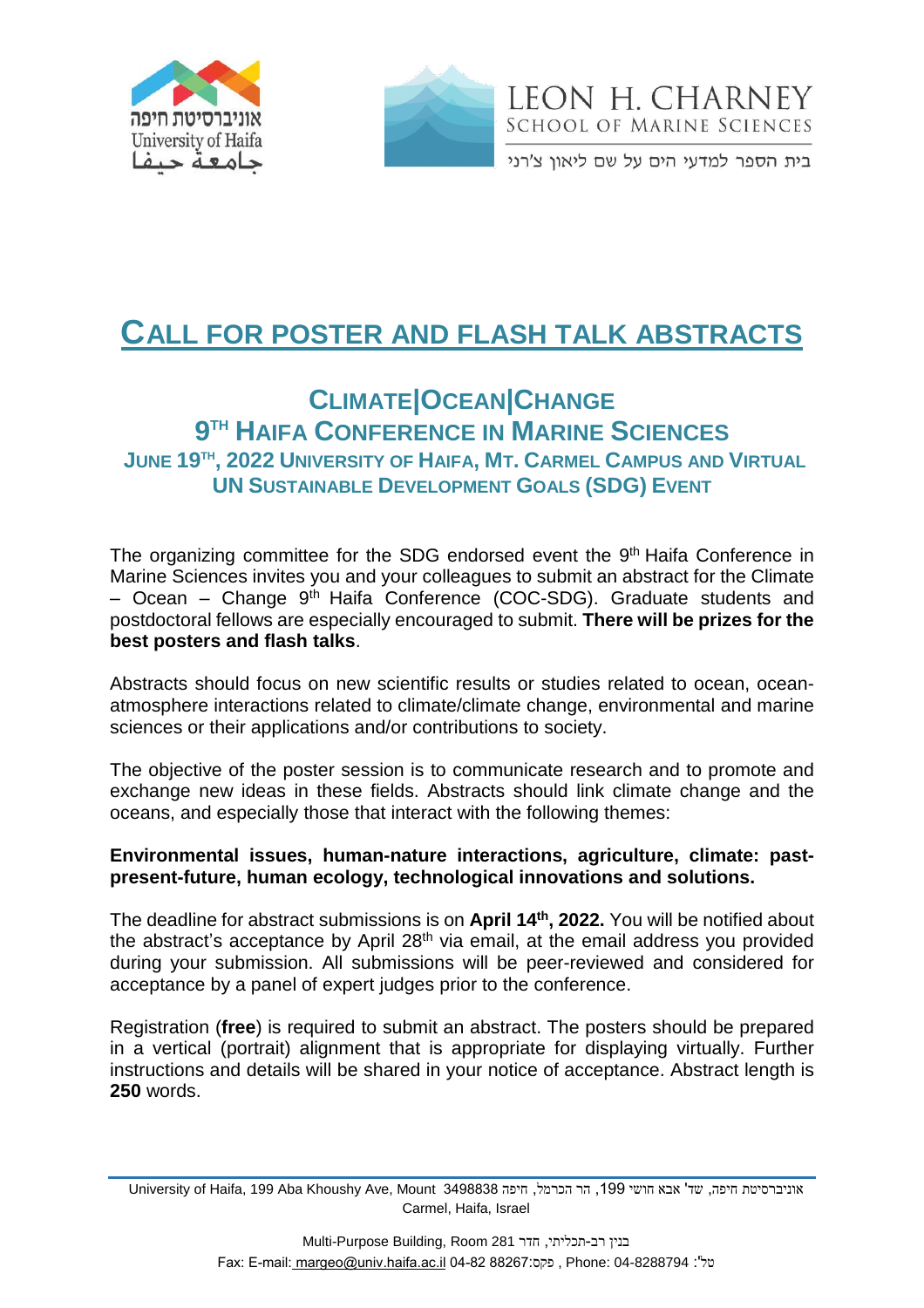אוניברסיטת חיפה
University of Haifa
جامعة حيفا

LEON H. CHARNEY
SCHOOL OF MARINE SCIENCES
בית הספר למדעי הים על שם ליאון צ'רני

# CALL FOR POSTER AND FLASH TALK ABSTRACTS

## CLIMATE|OCEAN|CHANGE
## 9TH HAIFA CONFERENCE IN MARINE SCIENCES
### JUNE 19TH, 2022 UNIVERSITY OF HAIFA, MT. CARMEL CAMPUS AND VIRTUAL
### UN SUSTAINABLE DEVELOPMENT GOALS (SDG) EVENT

The organizing committee for the SDG endorsed event the 9th Haifa Conference in Marine Sciences invites you and your colleagues to submit an abstract for the Climate – Ocean – Change 9th Haifa Conference (COC-SDG). Graduate students and postdoctoral fellows are especially encouraged to submit. **There will be prizes for the best posters and flash talks**.

Abstracts should focus on new scientific results or studies related to ocean, ocean-atmosphere interactions related to climate/climate change, environmental and marine sciences or their applications and/or contributions to society.

The objective of the poster session is to communicate research and to promote and exchange new ideas in these fields. Abstracts should link climate change and the oceans, and especially those that interact with the following themes:

**Environmental issues, human-nature interactions, agriculture, climate: past-present-future, human ecology, technological innovations and solutions.**

The deadline for abstract submissions is on **April 14th, 2022.** You will be notified about the abstract's acceptance by April 28th via email, at the email address you provided during your submission. All submissions will be peer-reviewed and considered for acceptance by a panel of expert judges prior to the conference.

Registration (**free**) is required to submit an abstract. The posters should be prepared in a vertical (portrait) alignment that is appropriate for displaying virtually. Further instructions and details will be shared in your notice of acceptance. Abstract length is **250** words.

---

University of Haifa, 199 Aba Khoushy Ave, Mount Carmel, Haifa, Israel אוניברסיטת חיפה, שד' אבא חושי 199, הר הכרמל, חיפה 3498838

Multi-Purpose Building, Room 281 בנין רב-תכליתי, חדר 281

Fax: E-mail: margeo@univ.haifa.ac.il 04-82 88267:פקס , Phone: 04-8288794 :טל'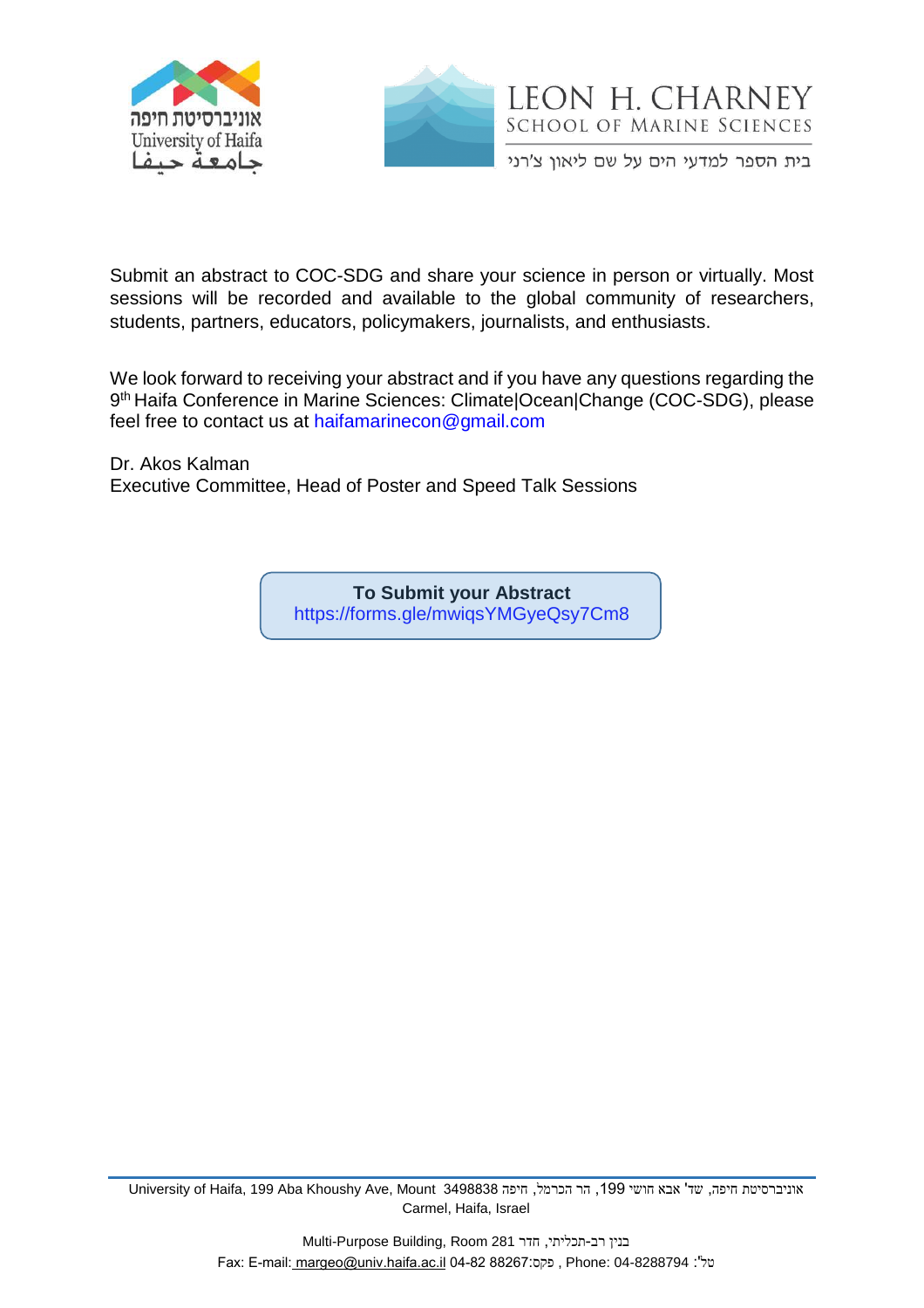Submit an abstract to COC-SDG and share your science in person or virtually. Most sessions will be recorded and available to the global community of researchers, students, partners, educators, policymakers, journalists, and enthusiasts.

We look forward to receiving your abstract and if you have any questions regarding the 9th Haifa Conference in Marine Sciences: Climate|Ocean|Change (COC-SDG), please feel free to contact us at haifamarinecon@gmail.com

Dr. Akos Kalman
Executive Committee, Head of Poster and Speed Talk Sessions

**To Submit your Abstract**
https://forms.gle/mwiqsYMGyeQsy7Cm8